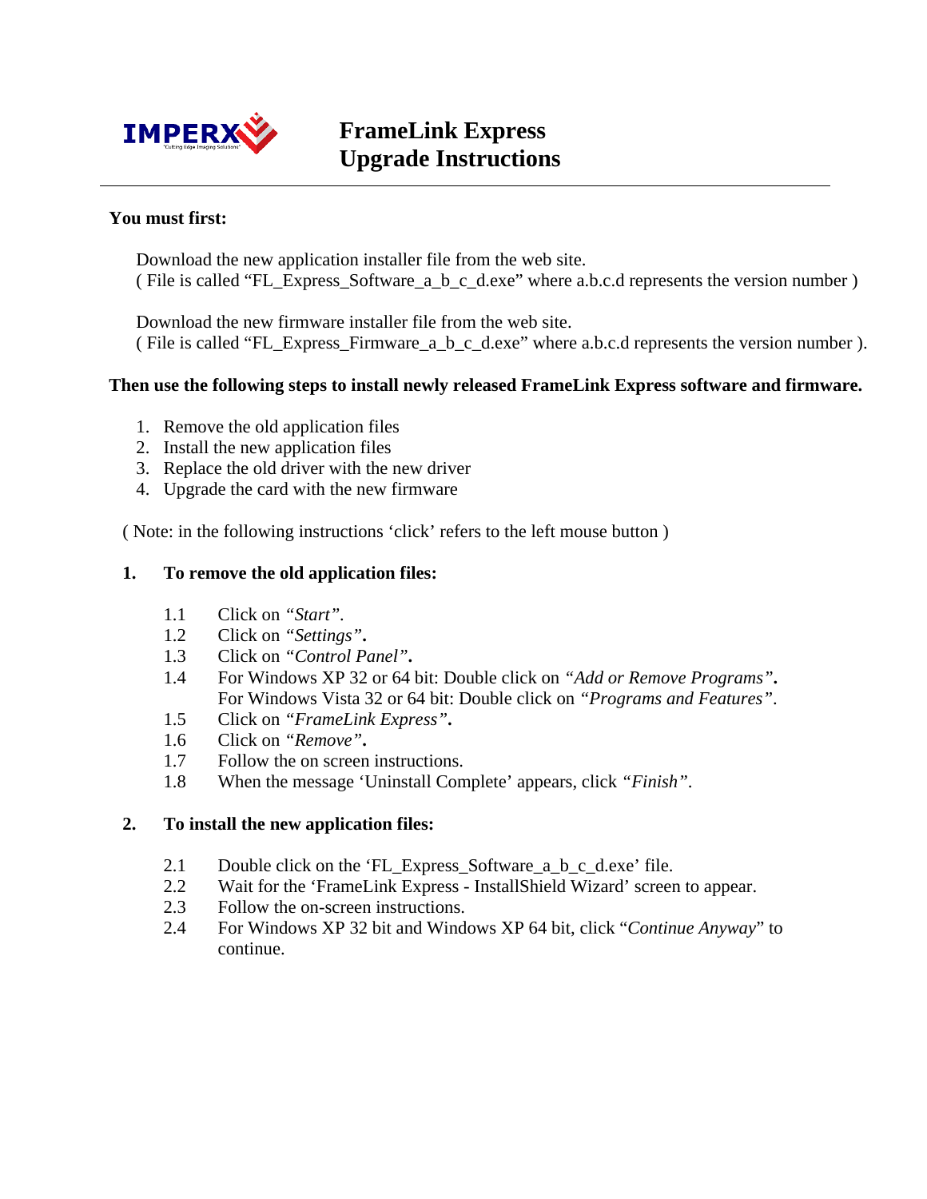# FrameLink Express Upgrade Instructions

**You must first:**

Download the new application installer file from the web site.
( File is called "FL_Express_Software_a_b_c_d.exe" where a.b.c.d represents the version number )

Download the new firmware installer file from the web site.
( File is called "FL_Express_Firmware_a_b_c_d.exe" where a.b.c.d represents the version number ).

**Then use the following steps to install newly released FrameLink Express software and firmware.**

1. Remove the old application files
2. Install the new application files
3. Replace the old driver with the new driver
4. Upgrade the card with the new firmware

( Note: in the following instructions 'click' refers to the left mouse button )

## 1. To remove the old application files:

- 1.1 Click on *"Start"*.
- 1.2 Click on *"Settings"***.**
- 1.3 Click on *"Control Panel"***.**
- 1.4 For Windows XP 32 or 64 bit: Double click on *"Add or Remove Programs"***.**
  For Windows Vista 32 or 64 bit: Double click on *"Programs and Features"*.
- 1.5 Click on *"FrameLink Express"***.**
- 1.6 Click on *"Remove"***.**
- 1.7 Follow the on screen instructions.
- 1.8 When the message 'Uninstall Complete' appears, click *"Finish"*.

## 2. To install the new application files:

- 2.1 Double click on the 'FL_Express_Software_a_b_c_d.exe' file.
- 2.2 Wait for the 'FrameLink Express - InstallShield Wizard' screen to appear.
- 2.3 Follow the on-screen instructions.
- 2.4 For Windows XP 32 bit and Windows XP 64 bit, click "*Continue Anyway*" to continue.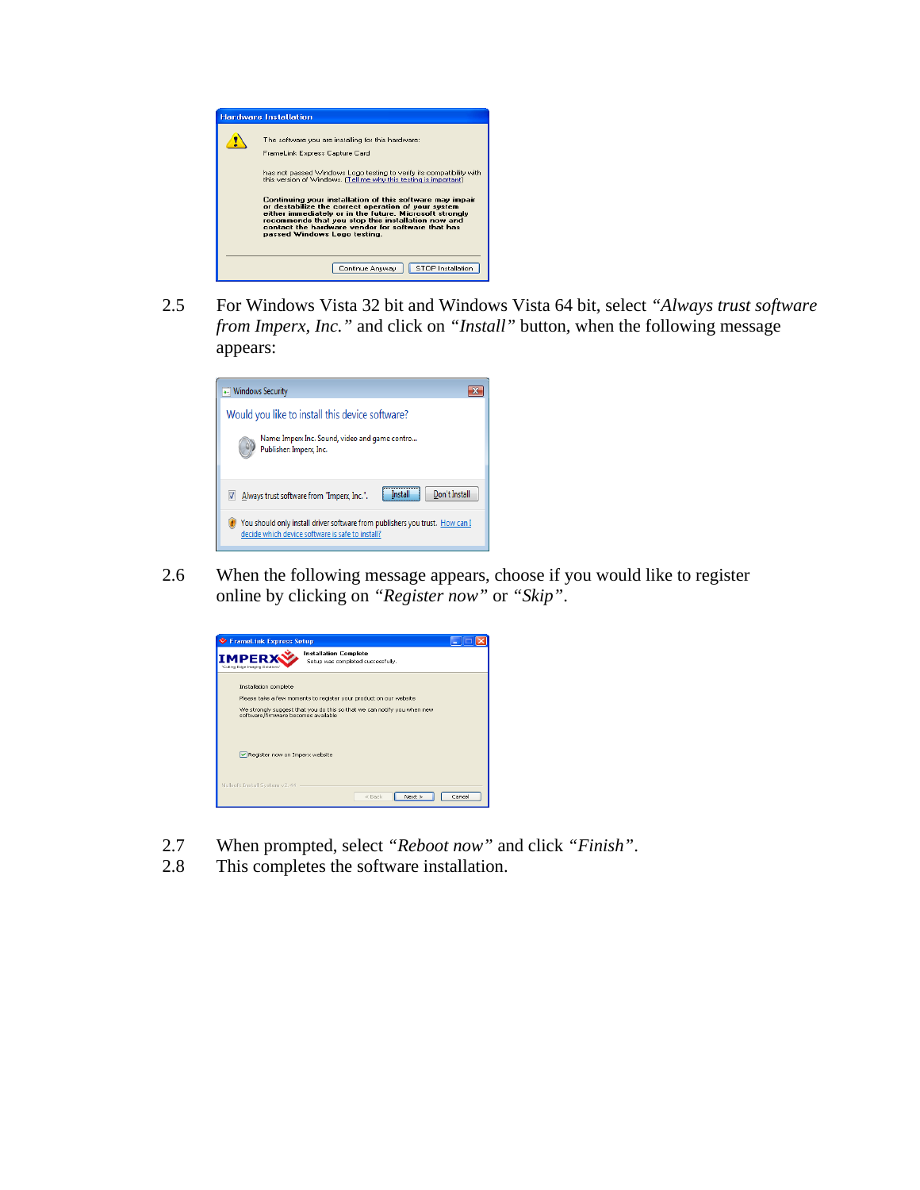2.5 For Windows Vista 32 bit and Windows Vista 64 bit, select *"Always trust software from Imperx, Inc."* and click on *"Install"* button, when the following message appears:

2.6 When the following message appears, choose if you would like to register online by clicking on *"Register now"* or *"Skip"*.

2.7 When prompted, select *"Reboot now"* and click *"Finish"*.

2.8 This completes the software installation.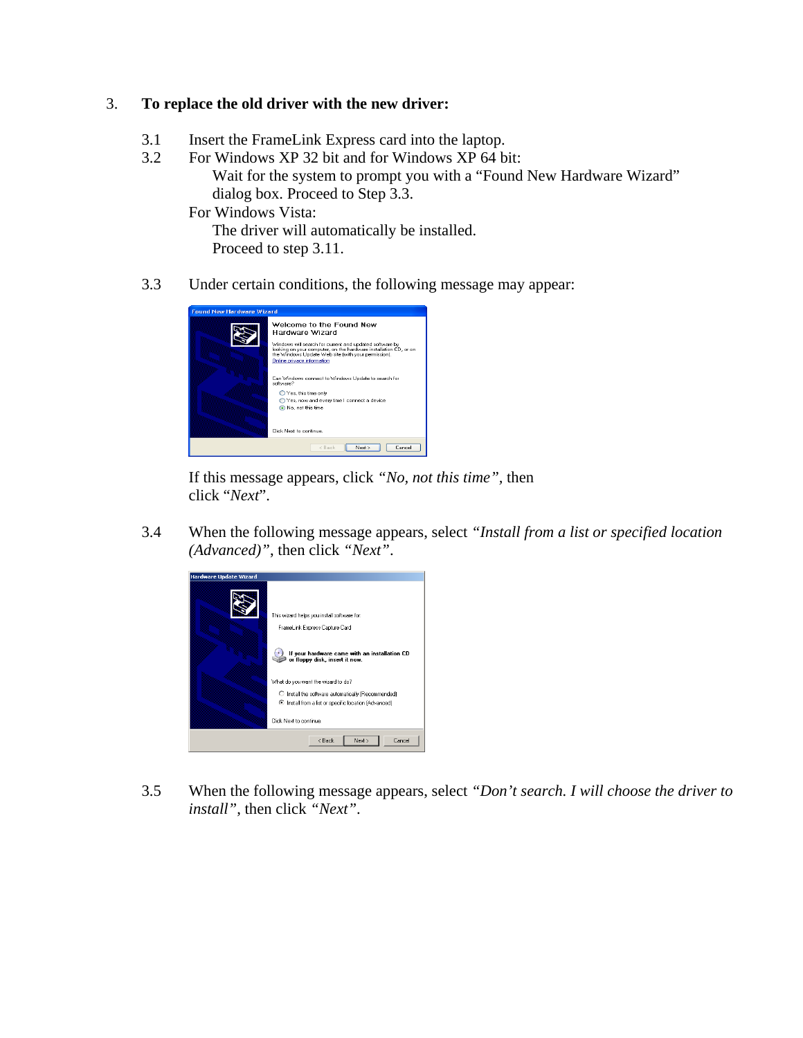3. **To replace the old driver with the new driver:**

3.1 Insert the FrameLink Express card into the laptop.

3.2 For Windows XP 32 bit and for Windows XP 64 bit:

Wait for the system to prompt you with a "Found New Hardware Wizard" dialog box. Proceed to Step 3.3.

For Windows Vista:

The driver will automatically be installed.
Proceed to step 3.11.

3.3 Under certain conditions, the following message may appear:

If this message appears, click *"No, not this time"*, then click "*Next*".

3.4 When the following message appears, select *"Install from a list or specified location (Advanced)"*, then click *"Next"*.

3.5 When the following message appears, select *"Don't search. I will choose the driver to install"*, then click *"Next"*.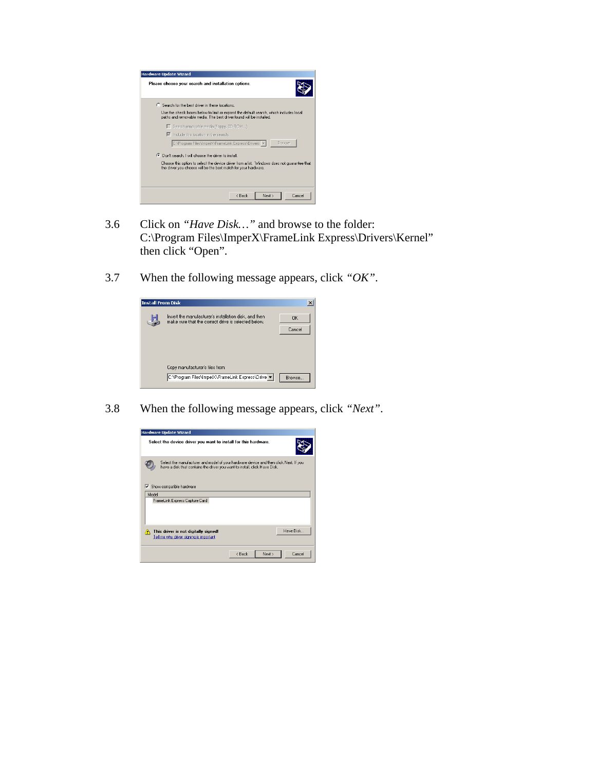3.6 Click on *"Have Disk…"* and browse to the folder: C:\Program Files\ImperX\FrameLink Express\Drivers\Kernel" then click "Open".

3.7 When the following message appears, click *"OK"*.

3.8 When the following message appears, click *"Next"*.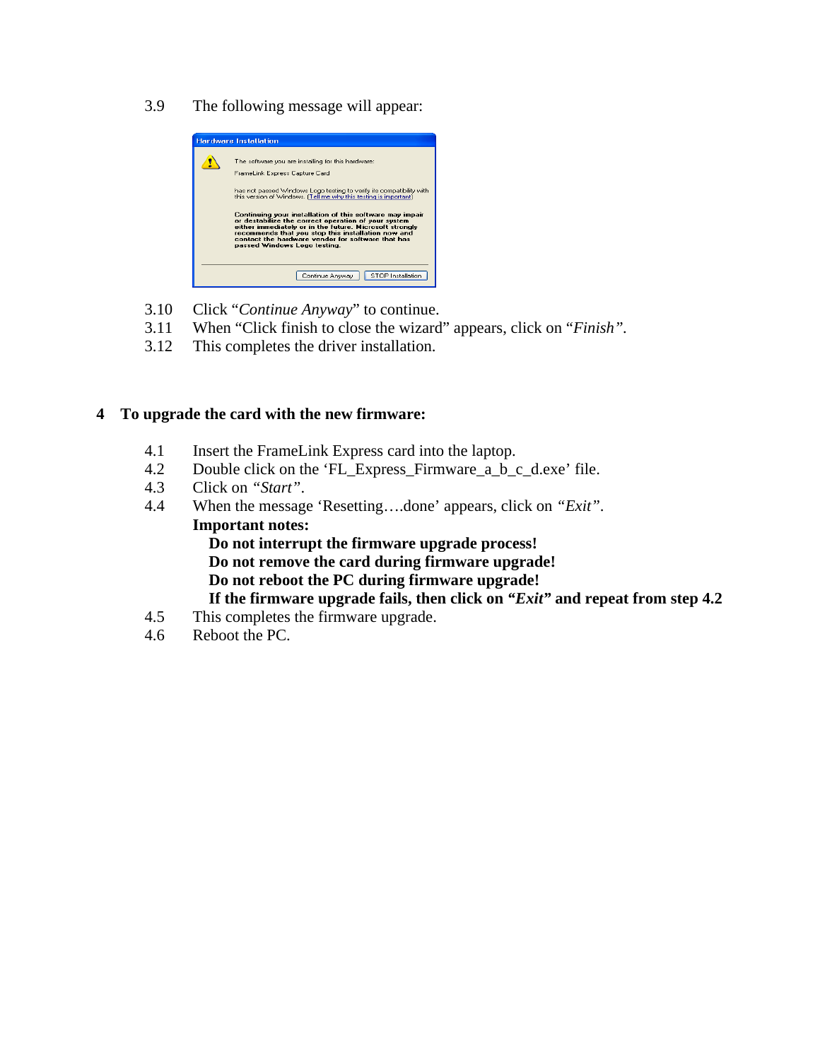3.9 The following message will appear:

3.10 Click “*Continue Anyway*” to continue.
3.11 When “Click finish to close the wizard” appears, click on “*Finish*”.
3.12 This completes the driver installation.

## 4 To upgrade the card with the new firmware:

4.1 Insert the FrameLink Express card into the laptop.
4.2 Double click on the ‘FL_Express_Firmware_a_b_c_d.exe’ file.
4.3 Click on *“Start”*.
4.4 When the message ‘Resetting….done’ appears, click on *“Exit”*.

**Important notes:**

**Do not interrupt the firmware upgrade process!**
**Do not remove the card during firmware upgrade!**
**Do not reboot the PC during firmware upgrade!**
**If the firmware upgrade fails, then click on “*Exit*” and repeat from step 4.2**

4.5 This completes the firmware upgrade.
4.6 Reboot the PC.